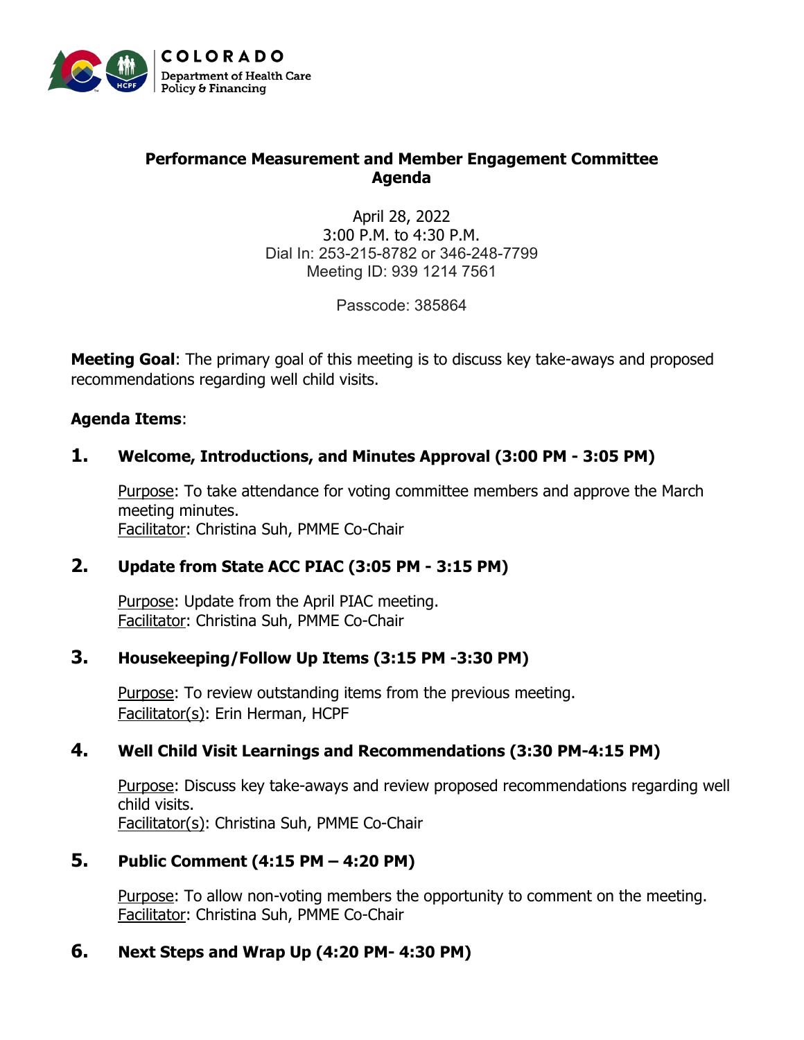COLORADO
Department of Health Care Policy & Financing

# Performance Measurement and Member Engagement Committee Agenda

April 28, 2022
3:00 P.M. to 4:30 P.M.
Dial In: 253-215-8782 or 346-248-7799
Meeting ID: 939 1214 7561

Passcode: 385864

**Meeting Goal**: The primary goal of this meeting is to discuss key take-aways and proposed recommendations regarding well child visits.

**Agenda Items**:

## 1. Welcome, Introductions, and Minutes Approval (3:00 PM - 3:05 PM)

Purpose: To take attendance for voting committee members and approve the March meeting minutes.
Facilitator: Christina Suh, PMME Co-Chair

## 2. Update from State ACC PIAC (3:05 PM - 3:15 PM)

Purpose: Update from the April PIAC meeting.
Facilitator: Christina Suh, PMME Co-Chair

## 3. Housekeeping/Follow Up Items (3:15 PM -3:30 PM)

Purpose: To review outstanding items from the previous meeting.
Facilitator(s): Erin Herman, HCPF

## 4. Well Child Visit Learnings and Recommendations (3:30 PM-4:15 PM)

Purpose: Discuss key take-aways and review proposed recommendations regarding well child visits.
Facilitator(s): Christina Suh, PMME Co-Chair

## 5. Public Comment (4:15 PM – 4:20 PM)

Purpose: To allow non-voting members the opportunity to comment on the meeting.
Facilitator: Christina Suh, PMME Co-Chair

## 6. Next Steps and Wrap Up (4:20 PM- 4:30 PM)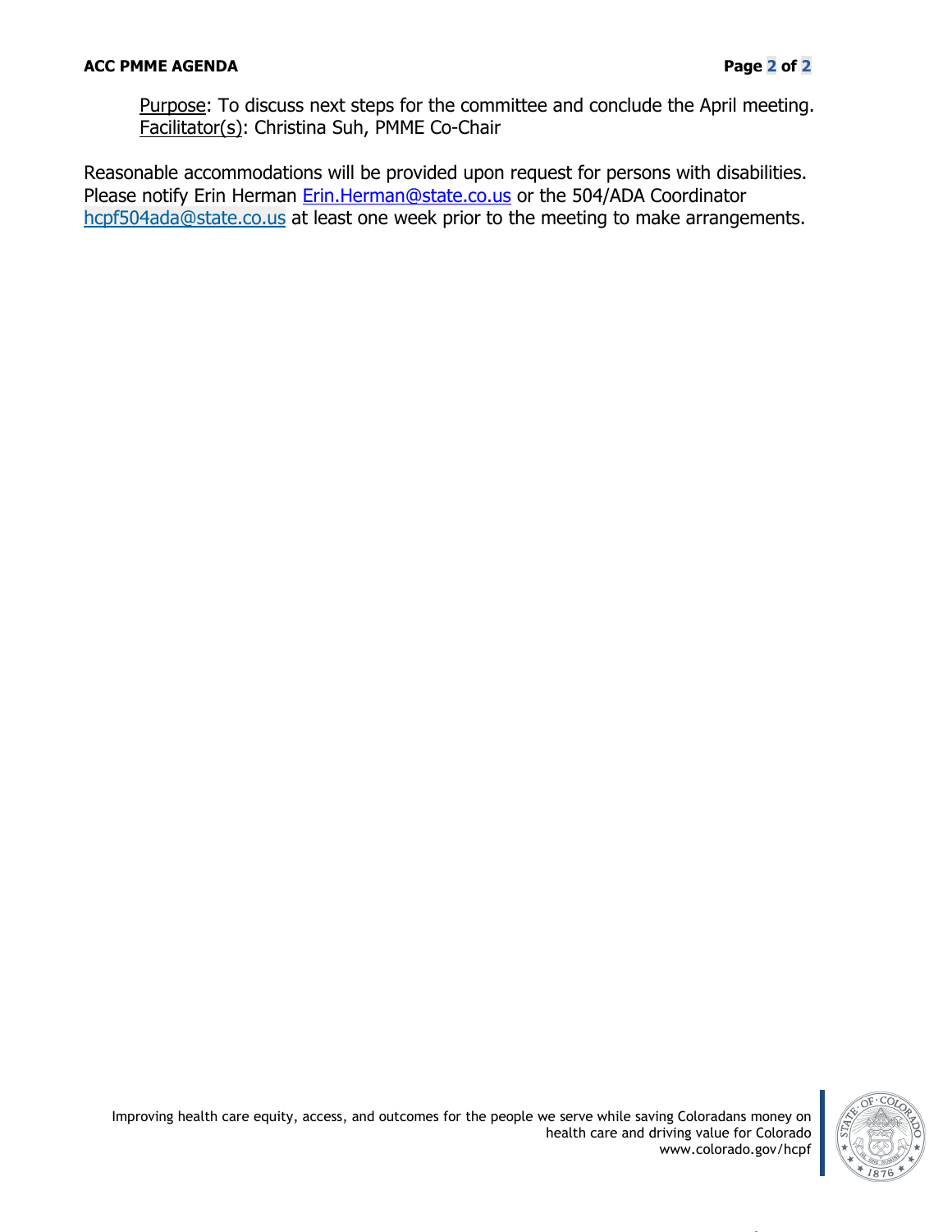Purpose: To discuss next steps for the committee and conclude the April meeting.
Facilitator(s): Christina Suh, PMME Co-Chair

Reasonable accommodations will be provided upon request for persons with disabilities. Please notify Erin Herman Erin.Herman@state.co.us or the 504/ADA Coordinator hcpf504ada@state.co.us at least one week prior to the meeting to make arrangements.